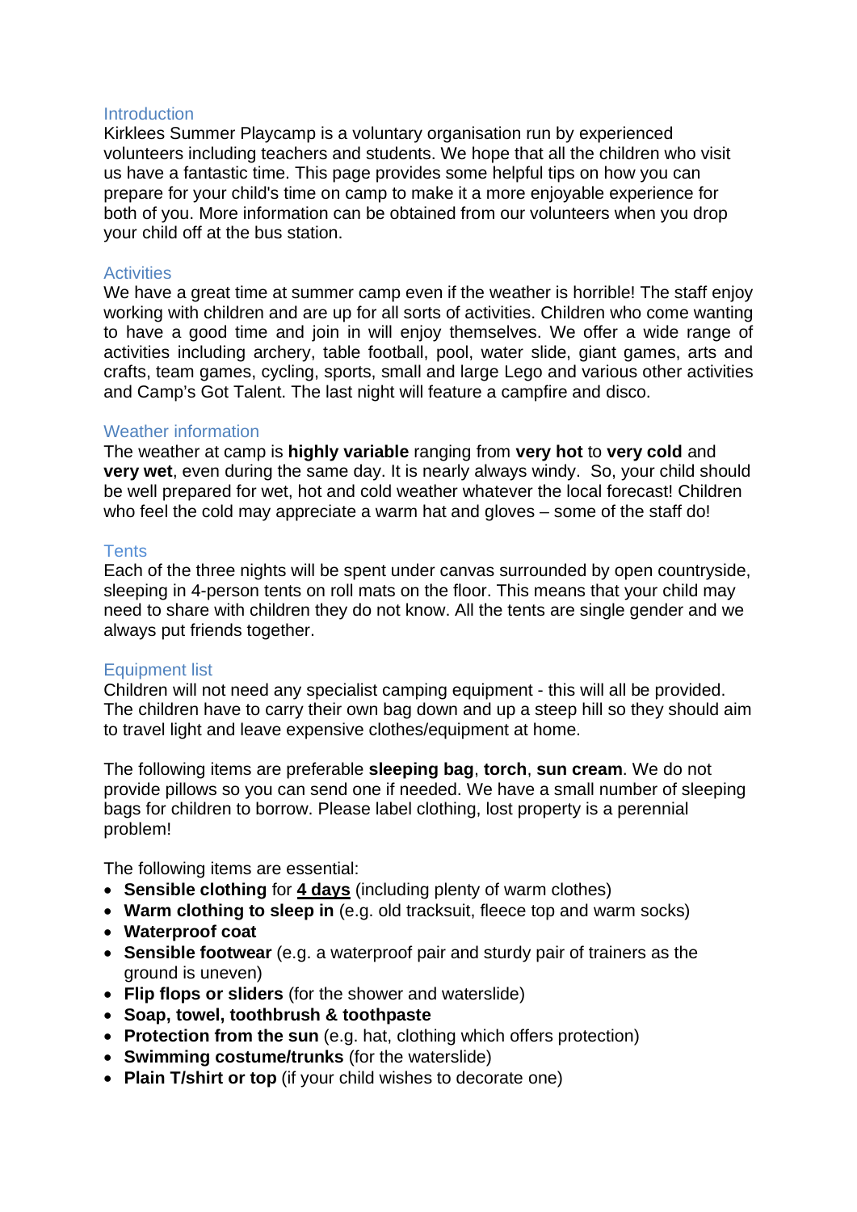## Introduction

Kirklees Summer Playcamp is a voluntary organisation run by experienced volunteers including teachers and students. We hope that all the children who visit us have a fantastic time. This page provides some helpful tips on how you can prepare for your child's time on camp to make it a more enjoyable experience for both of you. More information can be obtained from our volunteers when you drop your child off at the bus station.

## Activities

We have a great time at summer camp even if the weather is horrible! The staff enjoy working with children and are up for all sorts of activities. Children who come wanting to have a good time and join in will enjoy themselves. We offer a wide range of activities including archery, table football, pool, water slide, giant games, arts and crafts, team games, cycling, sports, small and large Lego and various other activities and Camp's Got Talent. The last night will feature a campfire and disco.

## Weather information

The weather at camp is **highly variable** ranging from **very hot** to **very cold** and **very wet**, even during the same day. It is nearly always windy. So, your child should be well prepared for wet, hot and cold weather whatever the local forecast! Children who feel the cold may appreciate a warm hat and gloves – some of the staff do!

## Tents

Each of the three nights will be spent under canvas surrounded by open countryside, sleeping in 4-person tents on roll mats on the floor. This means that your child may need to share with children they do not know. All the tents are single gender and we always put friends together.

## Equipment list

Children will not need any specialist camping equipment - this will all be provided. The children have to carry their own bag down and up a steep hill so they should aim to travel light and leave expensive clothes/equipment at home.

The following items are preferable **sleeping bag**, **torch**, **sun cream**. We do not provide pillows so you can send one if needed. We have a small number of sleeping bags for children to borrow. Please label clothing, lost property is a perennial problem!

The following items are essential:

- **Sensible clothing** for **<u>4 days</u>** (including plenty of warm clothes)
- **Warm clothing to sleep in** (e.g. old tracksuit, fleece top and warm socks)
- **Waterproof coat**
- **Sensible footwear** (e.g. a waterproof pair and sturdy pair of trainers as the ground is uneven)
- **Flip flops or sliders** (for the shower and waterslide)
- **Soap, towel, toothbrush & toothpaste**
- **Protection from the sun** (e.g. hat, clothing which offers protection)
- **Swimming costume/trunks** (for the waterslide)
- **Plain T/shirt or top** (if your child wishes to decorate one)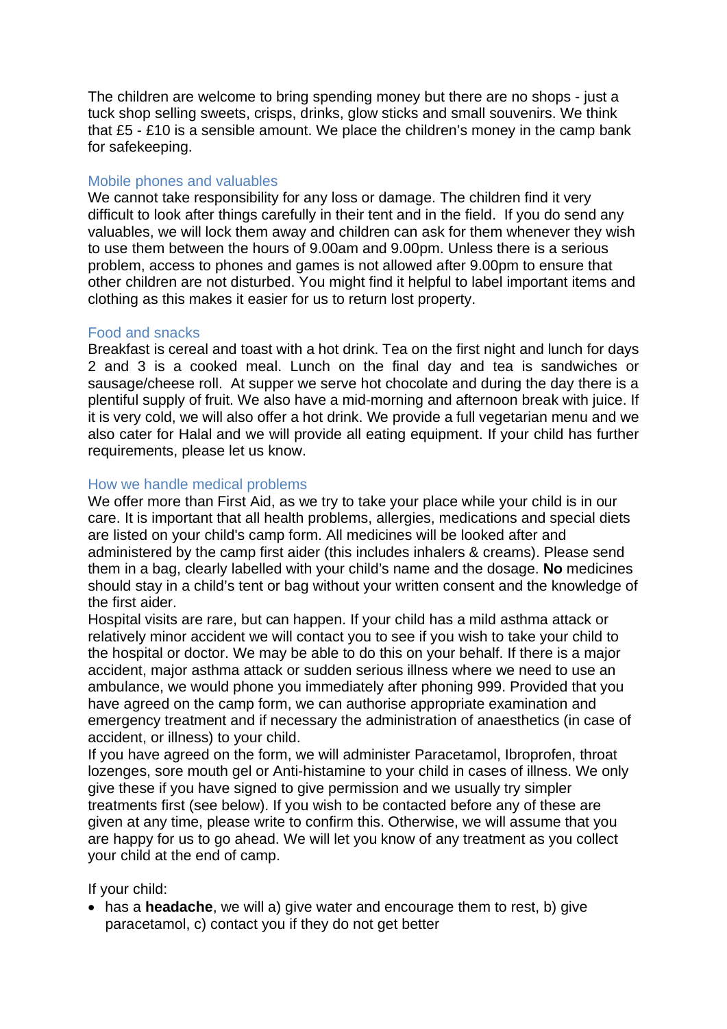The children are welcome to bring spending money but there are no shops - just a tuck shop selling sweets, crisps, drinks, glow sticks and small souvenirs. We think that £5 - £10 is a sensible amount. We place the children's money in the camp bank for safekeeping.

### Mobile phones and valuables

We cannot take responsibility for any loss or damage. The children find it very difficult to look after things carefully in their tent and in the field. If you do send any valuables, we will lock them away and children can ask for them whenever they wish to use them between the hours of 9.00am and 9.00pm. Unless there is a serious problem, access to phones and games is not allowed after 9.00pm to ensure that other children are not disturbed. You might find it helpful to label important items and clothing as this makes it easier for us to return lost property.

### Food and snacks

Breakfast is cereal and toast with a hot drink. Tea on the first night and lunch for days 2 and 3 is a cooked meal. Lunch on the final day and tea is sandwiches or sausage/cheese roll. At supper we serve hot chocolate and during the day there is a plentiful supply of fruit. We also have a mid-morning and afternoon break with juice. If it is very cold, we will also offer a hot drink. We provide a full vegetarian menu and we also cater for Halal and we will provide all eating equipment. If your child has further requirements, please let us know.

### How we handle medical problems

We offer more than First Aid, as we try to take your place while your child is in our care. It is important that all health problems, allergies, medications and special diets are listed on your child's camp form. All medicines will be looked after and administered by the camp first aider (this includes inhalers & creams). Please send them in a bag, clearly labelled with your child's name and the dosage. **No** medicines should stay in a child's tent or bag without your written consent and the knowledge of the first aider.

Hospital visits are rare, but can happen. If your child has a mild asthma attack or relatively minor accident we will contact you to see if you wish to take your child to the hospital or doctor. We may be able to do this on your behalf. If there is a major accident, major asthma attack or sudden serious illness where we need to use an ambulance, we would phone you immediately after phoning 999. Provided that you have agreed on the camp form, we can authorise appropriate examination and emergency treatment and if necessary the administration of anaesthetics (in case of accident, or illness) to your child.

If you have agreed on the form, we will administer Paracetamol, Ibroprofen, throat lozenges, sore mouth gel or Anti-histamine to your child in cases of illness. We only give these if you have signed to give permission and we usually try simpler treatments first (see below). If you wish to be contacted before any of these are given at any time, please write to confirm this. Otherwise, we will assume that you are happy for us to go ahead. We will let you know of any treatment as you collect your child at the end of camp.

If your child:

- has a **headache**, we will a) give water and encourage them to rest, b) give paracetamol, c) contact you if they do not get better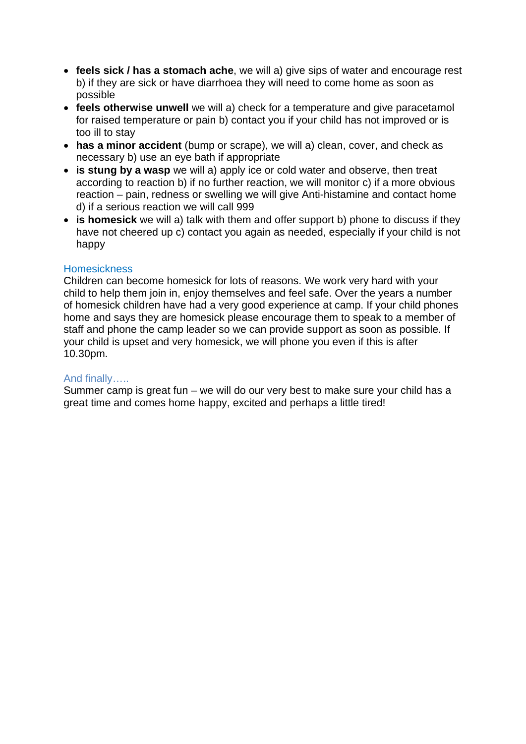- **feels sick / has a stomach ache**, we will a) give sips of water and encourage rest b) if they are sick or have diarrhoea they will need to come home as soon as possible
- **feels otherwise unwell** we will a) check for a temperature and give paracetamol for raised temperature or pain b) contact you if your child has not improved or is too ill to stay
- **has a minor accident** (bump or scrape), we will a) clean, cover, and check as necessary b) use an eye bath if appropriate
- **is stung by a wasp** we will a) apply ice or cold water and observe, then treat according to reaction b) if no further reaction, we will monitor c) if a more obvious reaction – pain, redness or swelling we will give Anti-histamine and contact home d) if a serious reaction we will call 999
- **is homesick** we will a) talk with them and offer support b) phone to discuss if they have not cheered up c) contact you again as needed, especially if your child is not happy

## Homesickness

Children can become homesick for lots of reasons. We work very hard with your child to help them join in, enjoy themselves and feel safe. Over the years a number of homesick children have had a very good experience at camp. If your child phones home and says they are homesick please encourage them to speak to a member of staff and phone the camp leader so we can provide support as soon as possible. If your child is upset and very homesick, we will phone you even if this is after 10.30pm.

## And finally…..

Summer camp is great fun – we will do our very best to make sure your child has a great time and comes home happy, excited and perhaps a little tired!